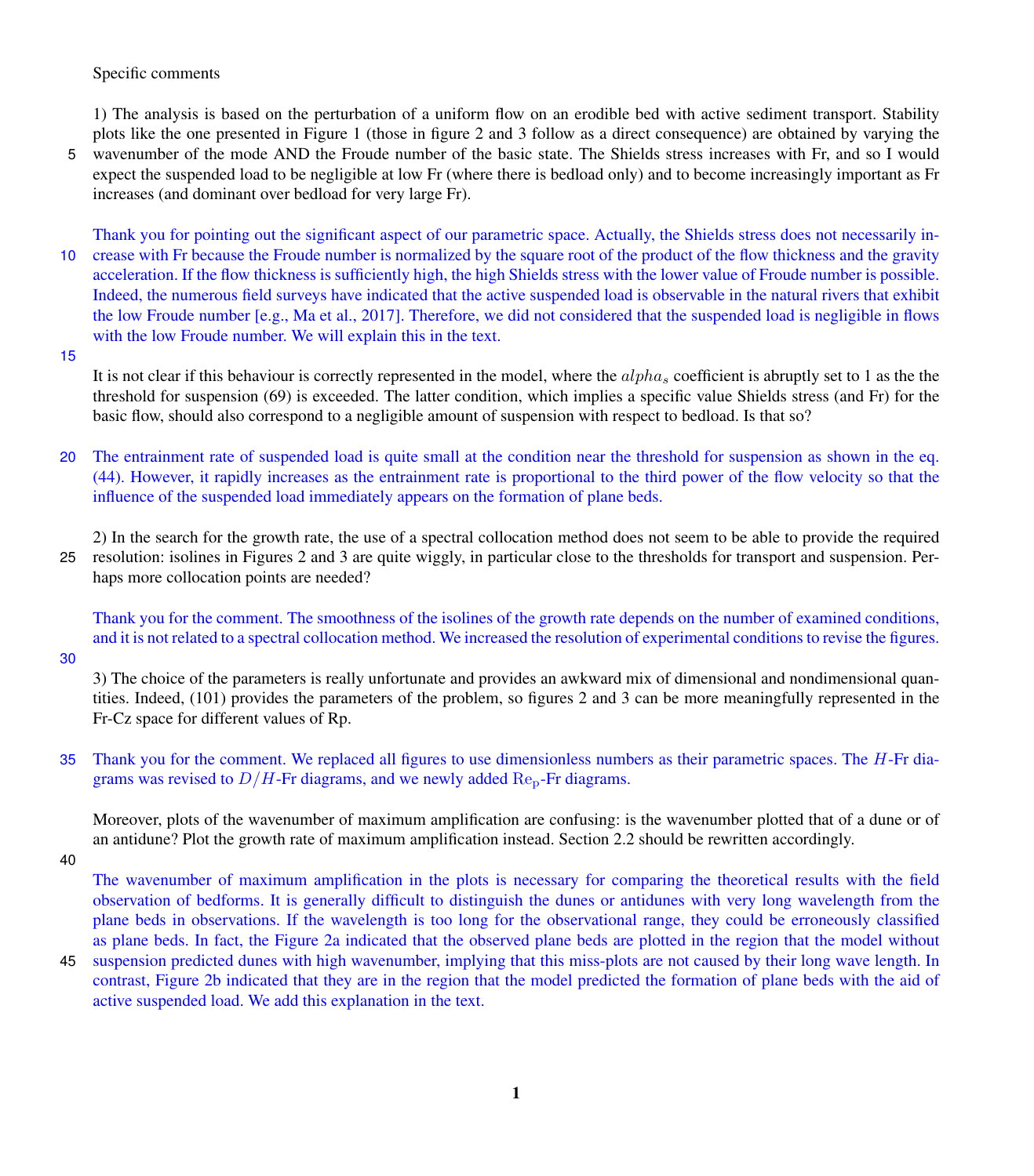Specific comments

1) The analysis is based on the perturbation of a uniform flow on an erodible bed with active sediment transport. Stability plots like the one presented in Figure 1 (those in figure 2 and 3 follow as a direct consequence) are obtained by varying the wavenumber of the mode AND the Froude number of the basic state. The Shields stress increases with Fr, and so I would expect the suspended load to be negligible at low Fr (where there is bedload only) and to become increasingly important as Fr increases (and dominant over bedload for very large Fr).

Thank you for pointing out the significant aspect of our parametric space. Actually, the Shields stress does not necessarily increase with Fr because the Froude number is normalized by the square root of the product of the flow thickness and the gravity acceleration. If the flow thickness is sufficiently high, the high Shields stress with the lower value of Froude number is possible. Indeed, the numerous field surveys have indicated that the active suspended load is observable in the natural rivers that exhibit the low Froude number [e.g., Ma et al., 2017]. Therefore, we did not considered that the suspended load is negligible in flows with the low Froude number. We will explain this in the text.

It is not clear if this behaviour is correctly represented in the model, where the $alpha_s$ coefficient is abruptly set to 1 as the the threshold for suspension (69) is exceeded. The latter condition, which implies a specific value Shields stress (and Fr) for the basic flow, should also correspond to a negligible amount of suspension with respect to bedload. Is that so?

The entrainment rate of suspended load is quite small at the condition near the threshold for suspension as shown in the eq. (44). However, it rapidly increases as the entrainment rate is proportional to the third power of the flow velocity so that the influence of the suspended load immediately appears on the formation of plane beds.

2) In the search for the growth rate, the use of a spectral collocation method does not seem to be able to provide the required resolution: isolines in Figures 2 and 3 are quite wiggly, in particular close to the thresholds for transport and suspension. Perhaps more collocation points are needed?

Thank you for the comment. The smoothness of the isolines of the growth rate depends on the number of examined conditions, and it is not related to a spectral collocation method. We increased the resolution of experimental conditions to revise the figures.

3) The choice of the parameters is really unfortunate and provides an awkward mix of dimensional and nondimensional quantities. Indeed, (101) provides the parameters of the problem, so figures 2 and 3 can be more meaningfully represented in the Fr-Cz space for different values of Rp.

Thank you for the comment. We replaced all figures to use dimensionless numbers as their parametric spaces. The $H$-Fr diagrams was revised to $D/H$-Fr diagrams, and we newly added $\mathrm{Re_p}$-Fr diagrams.

Moreover, plots of the wavenumber of maximum amplification are confusing: is the wavenumber plotted that of a dune or of an antidune? Plot the growth rate of maximum amplification instead. Section 2.2 should be rewritten accordingly.

The wavenumber of maximum amplification in the plots is necessary for comparing the theoretical results with the field observation of bedforms. It is generally difficult to distinguish the dunes or antidunes with very long wavelength from the plane beds in observations. If the wavelength is too long for the observational range, they could be erroneously classified as plane beds. In fact, the Figure 2a indicated that the observed plane beds are plotted in the region that the model without suspension predicted dunes with high wavenumber, implying that this miss-plots are not caused by their long wave length. In contrast, Figure 2b indicated that they are in the region that the model predicted the formation of plane beds with the aid of active suspended load. We add this explanation in the text.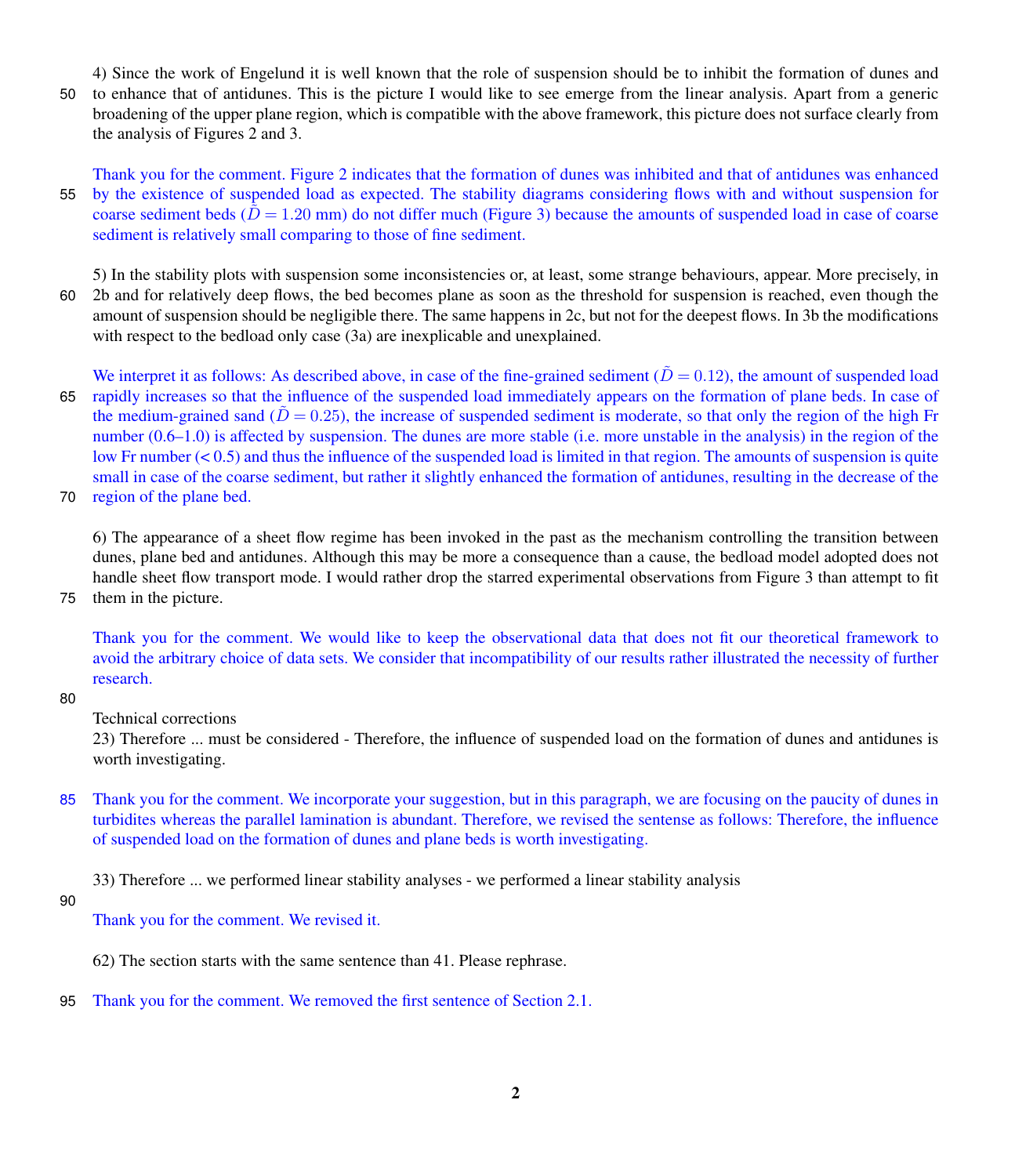4) Since the work of Engelund it is well known that the role of suspension should be to inhibit the formation of dunes and to enhance that of antidunes. This is the picture I would like to see emerge from the linear analysis. Apart from a generic broadening of the upper plane region, which is compatible with the above framework, this picture does not surface clearly from the analysis of Figures 2 and 3.

Thank you for the comment. Figure 2 indicates that the formation of dunes was inhibited and that of antidunes was enhanced by the existence of suspended load as expected. The stability diagrams considering flows with and without suspension for coarse sediment beds ($\tilde{D} = 1.20$ mm) do not differ much (Figure 3) because the amounts of suspended load in case of coarse sediment is relatively small comparing to those of fine sediment.

5) In the stability plots with suspension some inconsistencies or, at least, some strange behaviours, appear. More precisely, in 2b and for relatively deep flows, the bed becomes plane as soon as the threshold for suspension is reached, even though the amount of suspension should be negligible there. The same happens in 2c, but not for the deepest flows. In 3b the modifications with respect to the bedload only case (3a) are inexplicable and unexplained.

We interpret it as follows: As described above, in case of the fine-grained sediment ($\tilde{D} = 0.12$), the amount of suspended load rapidly increases so that the influence of the suspended load immediately appears on the formation of plane beds. In case of the medium-grained sand ($\tilde{D} = 0.25$), the increase of suspended sediment is moderate, so that only the region of the high Fr number (0.6–1.0) is affected by suspension. The dunes are more stable (i.e. more unstable in the analysis) in the region of the low Fr number (< 0.5) and thus the influence of the suspended load is limited in that region. The amounts of suspension is quite small in case of the coarse sediment, but rather it slightly enhanced the formation of antidunes, resulting in the decrease of the region of the plane bed.

6) The appearance of a sheet flow regime has been invoked in the past as the mechanism controlling the transition between dunes, plane bed and antidunes. Although this may be more a consequence than a cause, the bedload model adopted does not handle sheet flow transport mode. I would rather drop the starred experimental observations from Figure 3 than attempt to fit them in the picture.

Thank you for the comment. We would like to keep the observational data that does not fit our theoretical framework to avoid the arbitrary choice of data sets. We consider that incompatibility of our results rather illustrated the necessity of further research.

Technical corrections

23) Therefore ... must be considered - Therefore, the influence of suspended load on the formation of dunes and antidunes is worth investigating.

Thank you for the comment. We incorporate your suggestion, but in this paragraph, we are focusing on the paucity of dunes in turbidites whereas the parallel lamination is abundant. Therefore, we revised the sentense as follows: Therefore, the influence of suspended load on the formation of dunes and plane beds is worth investigating.

33) Therefore ... we performed linear stability analyses - we performed a linear stability analysis

Thank you for the comment. We revised it.

62) The section starts with the same sentence than 41. Please rephrase.

Thank you for the comment. We removed the first sentence of Section 2.1.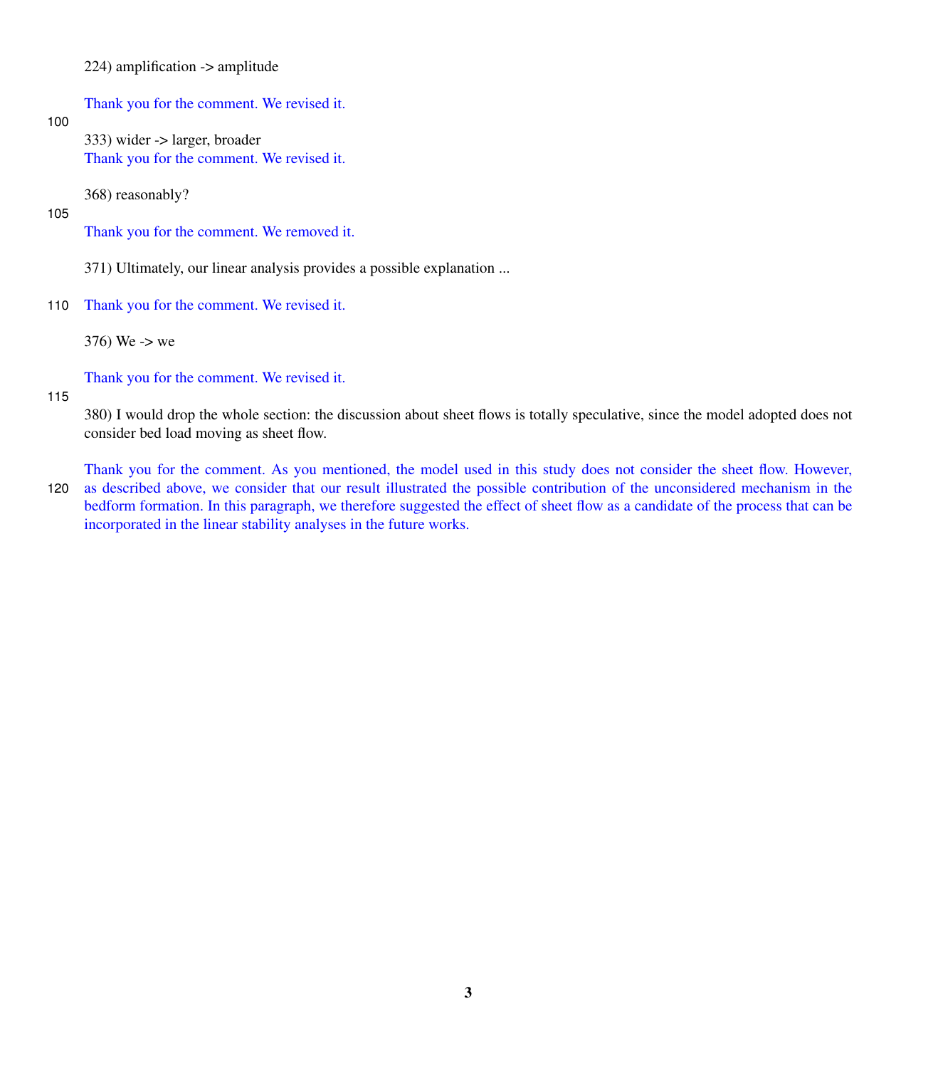224) amplification -> amplitude

Thank you for the comment. We revised it.

333) wider -> larger, broader

Thank you for the comment. We revised it.

368) reasonably?

Thank you for the comment. We removed it.

371) Ultimately, our linear analysis provides a possible explanation ...

Thank you for the comment. We revised it.

376) We -> we

Thank you for the comment. We revised it.

380) I would drop the whole section: the discussion about sheet flows is totally speculative, since the model adopted does not consider bed load moving as sheet flow.

Thank you for the comment. As you mentioned, the model used in this study does not consider the sheet flow. However, as described above, we consider that our result illustrated the possible contribution of the unconsidered mechanism in the bedform formation. In this paragraph, we therefore suggested the effect of sheet flow as a candidate of the process that can be incorporated in the linear stability analyses in the future works.